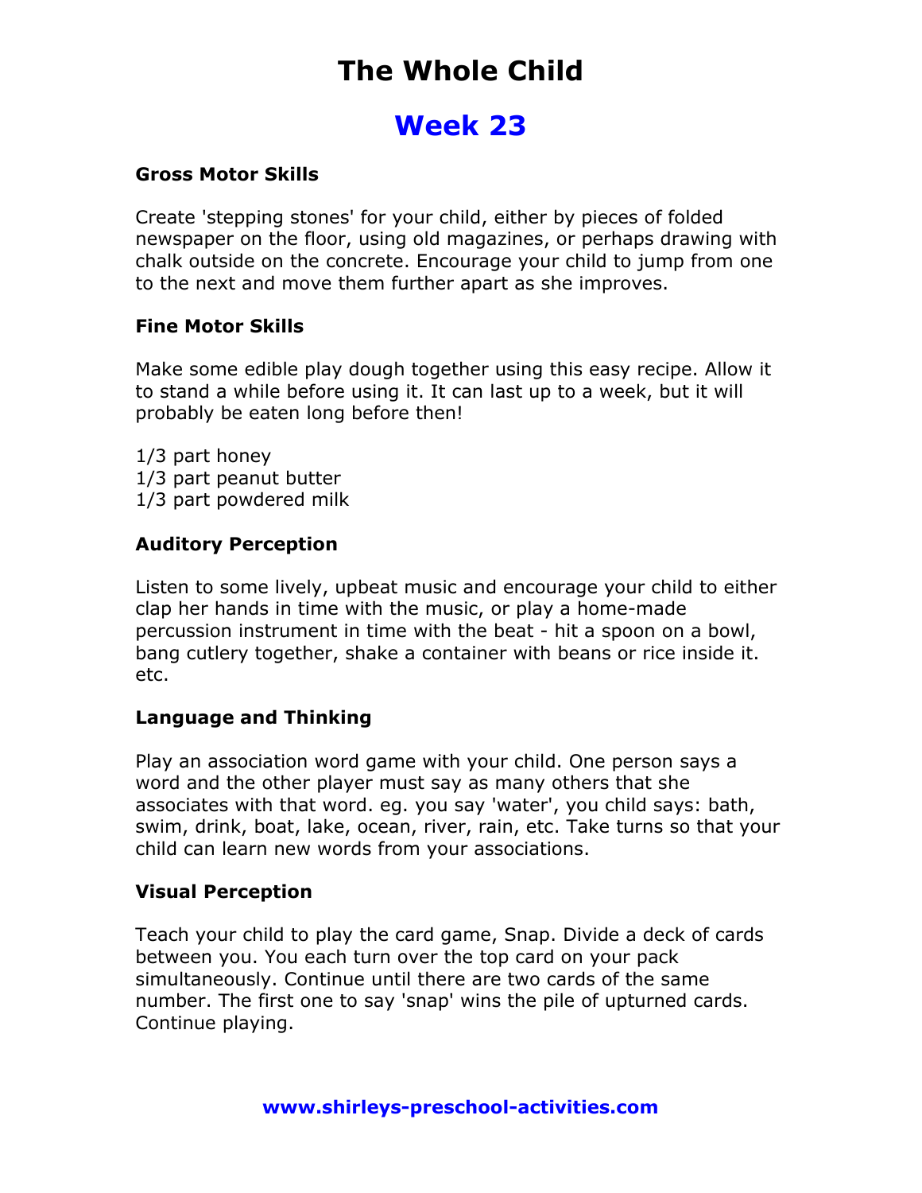# The Whole Child

## Week 23

### Gross Motor Skills

Create 'stepping stones' for your child, either by pieces of folded newspaper on the floor, using old magazines, or perhaps drawing with chalk outside on the concrete. Encourage your child to jump from one to the next and move them further apart as she improves.

### Fine Motor Skills

Make some edible play dough together using this easy recipe. Allow it to stand a while before using it. It can last up to a week, but it will probably be eaten long before then!

1/3 part honey
1/3 part peanut butter
1/3 part powdered milk

### Auditory Perception

Listen to some lively, upbeat music and encourage your child to either clap her hands in time with the music, or play a home-made percussion instrument in time with the beat - hit a spoon on a bowl, bang cutlery together, shake a container with beans or rice inside it. etc.

### Language and Thinking

Play an association word game with your child. One person says a word and the other player must say as many others that she associates with that word. eg. you say 'water', you child says: bath, swim, drink, boat, lake, ocean, river, rain, etc. Take turns so that your child can learn new words from your associations.

### Visual Perception

Teach your child to play the card game, Snap. Divide a deck of cards between you. You each turn over the top card on your pack simultaneously. Continue until there are two cards of the same number. The first one to say 'snap' wins the pile of upturned cards. Continue playing.

**www.shirleys-preschool-activities.com**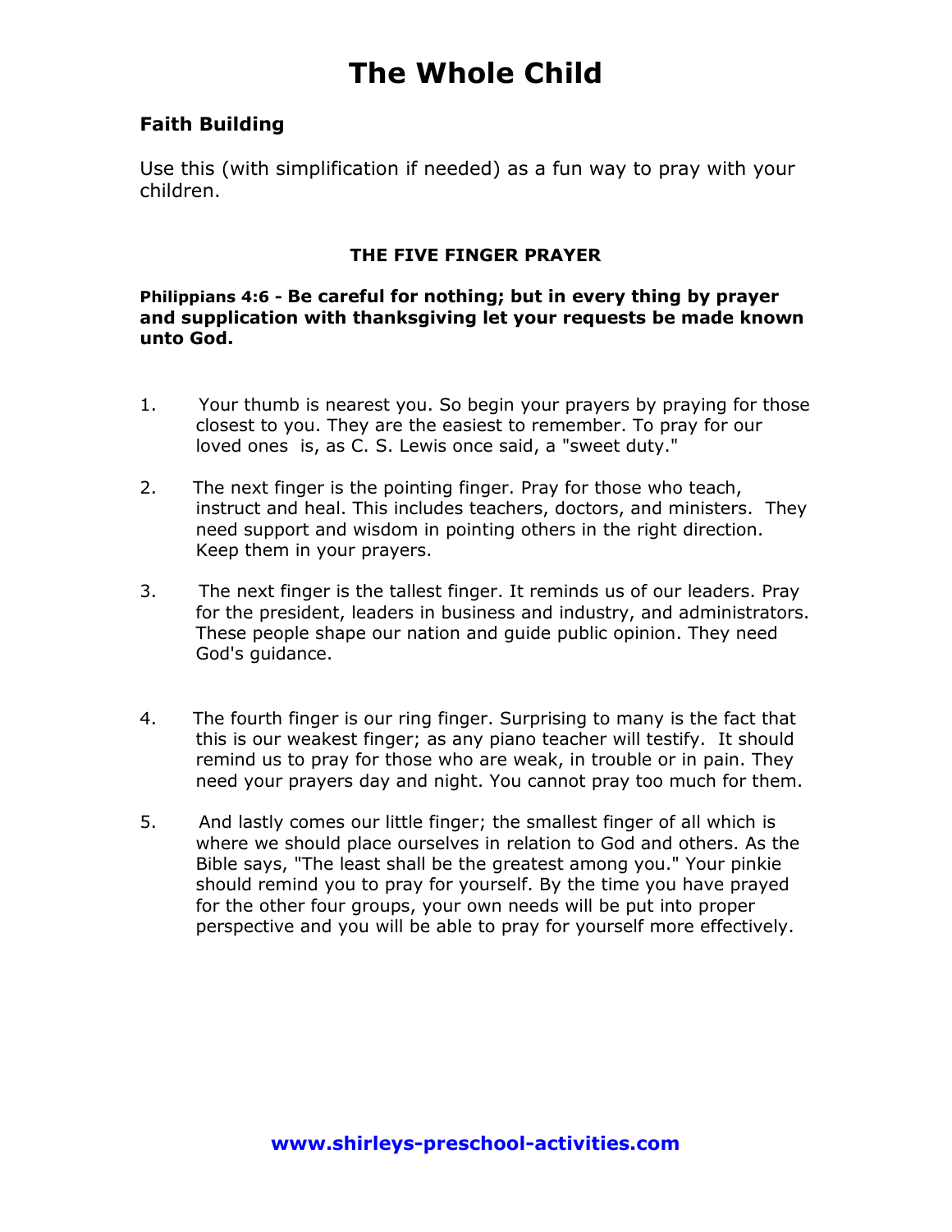# The Whole Child

## Faith Building

Use this (with simplification if needed) as a fun way to pray with your children.

### THE FIVE FINGER PRAYER

**Philippians 4:6 - Be careful for nothing; but in every thing by prayer and supplication with thanksgiving let your requests be made known unto God.**

1. Your thumb is nearest you. So begin your prayers by praying for those closest to you. They are the easiest to remember. To pray for our loved ones is, as C. S. Lewis once said, a "sweet duty."

2. The next finger is the pointing finger. Pray for those who teach, instruct and heal. This includes teachers, doctors, and ministers. They need support and wisdom in pointing others in the right direction. Keep them in your prayers.

3. The next finger is the tallest finger. It reminds us of our leaders. Pray for the president, leaders in business and industry, and administrators. These people shape our nation and guide public opinion. They need God's guidance.

4. The fourth finger is our ring finger. Surprising to many is the fact that this is our weakest finger; as any piano teacher will testify. It should remind us to pray for those who are weak, in trouble or in pain. They need your prayers day and night. You cannot pray too much for them.

5. And lastly comes our little finger; the smallest finger of all which is where we should place ourselves in relation to God and others. As the Bible says, "The least shall be the greatest among you." Your pinkie should remind you to pray for yourself. By the time you have prayed for the other four groups, your own needs will be put into proper perspective and you will be able to pray for yourself more effectively.